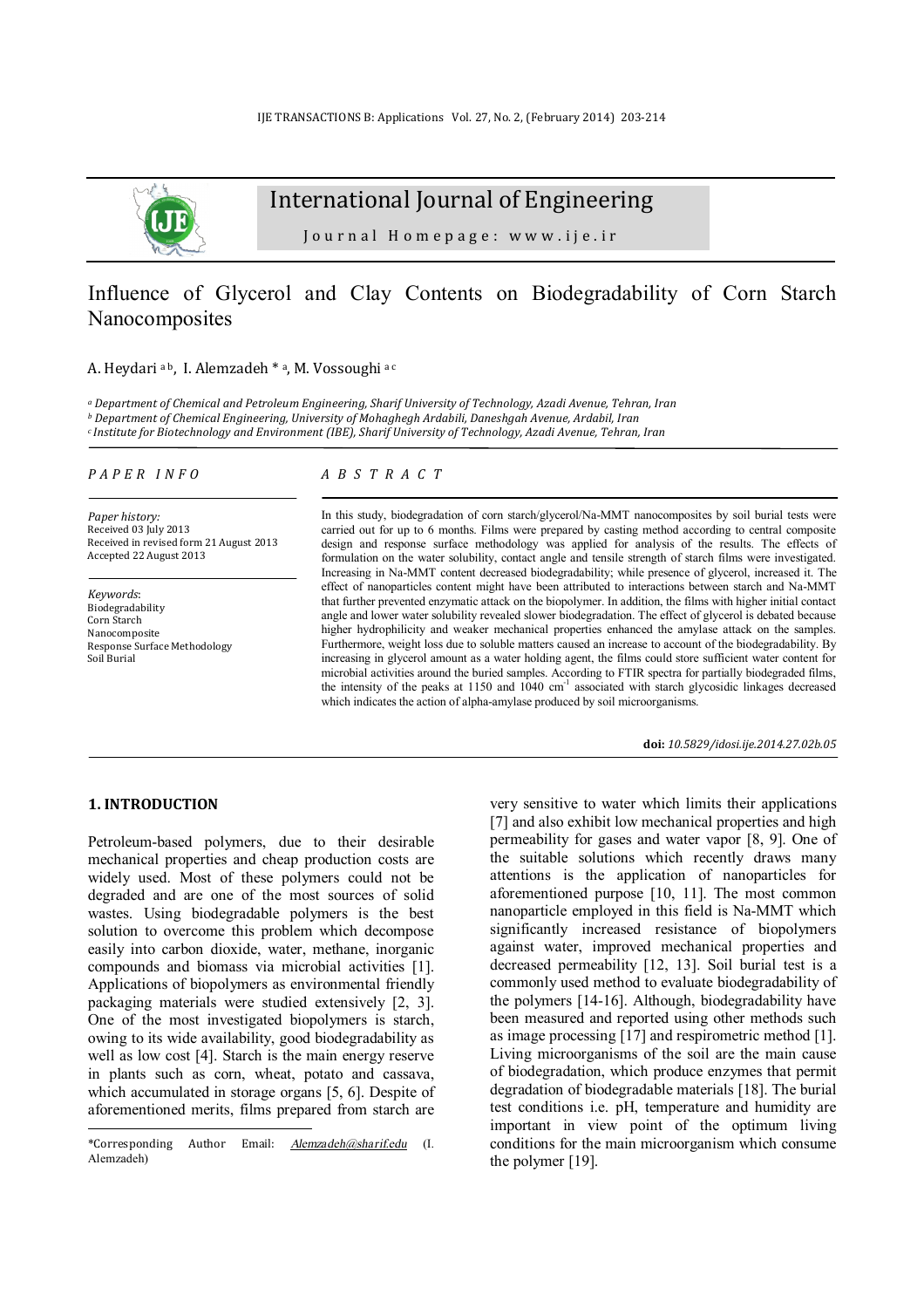# Influence of Glycerol and Clay Contents on Biodegradability of Corn Starch Nanocomposites

A. Heydari [a b], I. Alemzadeh * [a], M. Vossoughi [a c]

[a] *Department of Chemical and Petroleum Engineering, Sharif University of Technology, Azadi Avenue, Tehran, Iran*
[b] *Department of Chemical Engineering, University of Mohaghegh Ardabili, Daneshgah Avenue, Ardabil, Iran*
[c] *Institute for Biotechnology and Environment (IBE), Sharif University of Technology, Azadi Avenue, Tehran, Iran*

## PAPER INFO

*Paper history:*
Received 03 July 2013
Received in revised form 21 August 2013
Accepted 22 August 2013

*Keywords*:
Biodegradability
Corn Starch
Nanocomposite
Response Surface Methodology
Soil Burial

## ABSTRACT

In this study, biodegradation of corn starch/glycerol/Na-MMT nanocomposites by soil burial tests were carried out for up to 6 months. Films were prepared by casting method according to central composite design and response surface methodology was applied for analysis of the results. The effects of formulation on the water solubility, contact angle and tensile strength of starch films were investigated. Increasing in Na-MMT content decreased biodegradability; while presence of glycerol, increased it. The effect of nanoparticles content might have been attributed to interactions between starch and Na-MMT that further prevented enzymatic attack on the biopolymer. In addition, the films with higher initial contact angle and lower water solubility revealed slower biodegradation. The effect of glycerol is debated because higher hydrophilicity and weaker mechanical properties enhanced the amylase attack on the samples. Furthermore, weight loss due to soluble matters caused an increase to account of the biodegradability. By increasing in glycerol amount as a water holding agent, the films could store sufficient water content for microbial activities around the buried samples. According to FTIR spectra for partially biodegraded films, the intensity of the peaks at 1150 and 1040 $cm^{-1}$ associated with starch glycosidic linkages decreased which indicates the action of alpha-amylase produced by soil microorganisms.

**doi:** *10.5829/idosi.ije.2014.27.02b.05*

## 1. INTRODUCTION

Petroleum-based polymers, due to their desirable mechanical properties and cheap production costs are widely used. Most of these polymers could not be degraded and are one of the most sources of solid wastes. Using biodegradable polymers is the best solution to overcome this problem which decompose easily into carbon dioxide, water, methane, inorganic compounds and biomass via microbial activities [1]. Applications of biopolymers as environmental friendly packaging materials were studied extensively [2, 3]. One of the most investigated biopolymers is starch, owing to its wide availability, good biodegradability as well as low cost [4]. Starch is the main energy reserve in plants such as corn, wheat, potato and cassava, which accumulated in storage organs [5, 6]. Despite of aforementioned merits, films prepared from starch are very sensitive to water which limits their applications [7] and also exhibit low mechanical properties and high permeability for gases and water vapor [8, 9]. One of the suitable solutions which recently draws many attentions is the application of nanoparticles for aforementioned purpose [10, 11]. The most common nanoparticle employed in this field is Na-MMT which significantly increased resistance of biopolymers against water, improved mechanical properties and decreased permeability [12, 13]. Soil burial test is a commonly used method to evaluate biodegradability of the polymers [14-16]. Although, biodegradability have been measured and reported using other methods such as image processing [17] and respirometric method [1]. Living microorganisms of the soil are the main cause of biodegradation, which produce enzymes that permit degradation of biodegradable materials [18]. The burial test conditions i.e. pH, temperature and humidity are important in view point of the optimum living conditions for the main microorganism which consume the polymer [19].

*Corresponding Author Email: Alemzadeh@sharif.edu (I. Alemzadeh)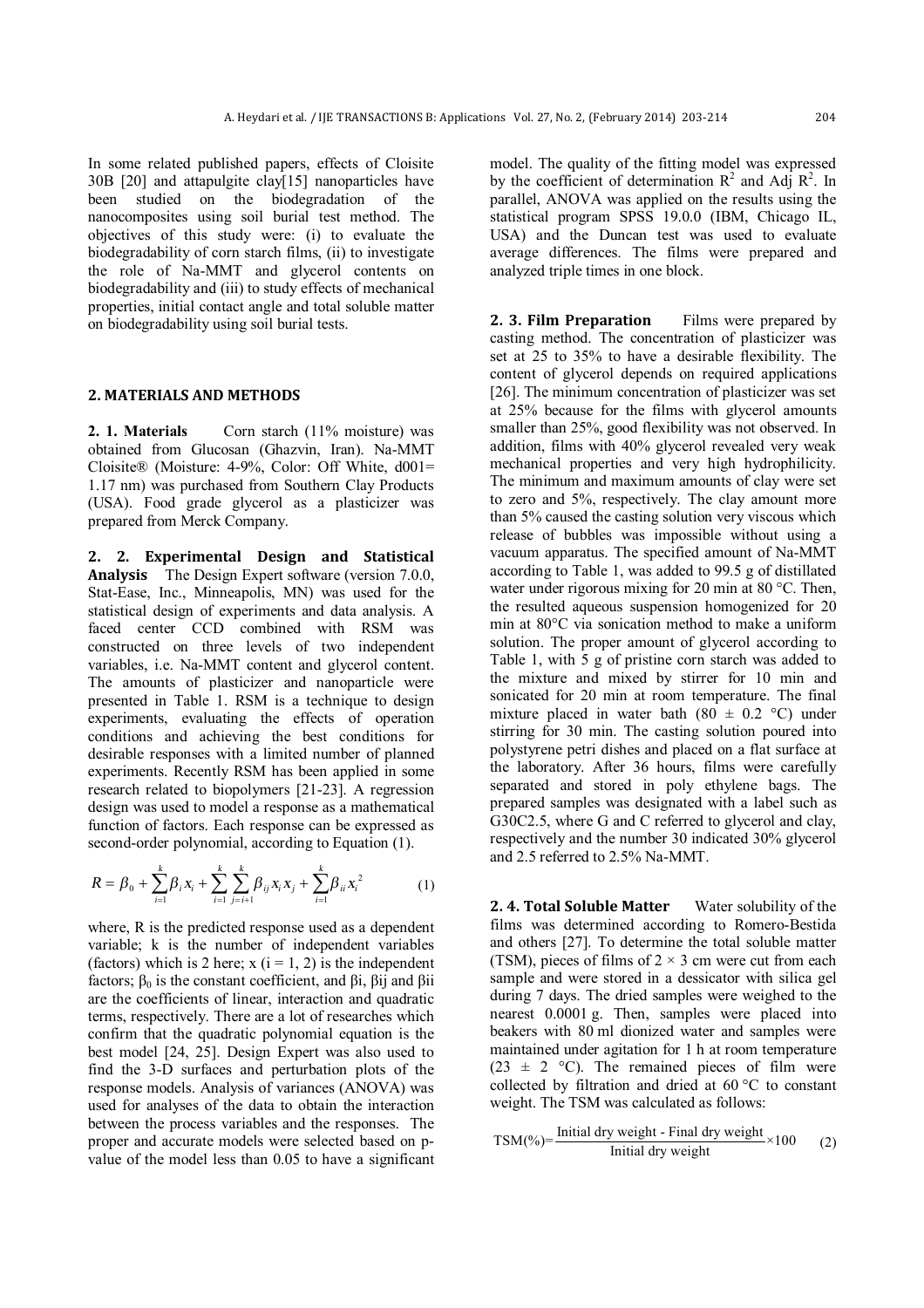In some related published papers, effects of Cloisite 30B [20] and attapulgite clay[15] nanoparticles have been studied on the biodegradation of the nanocomposites using soil burial test method. The objectives of this study were: (i) to evaluate the biodegradability of corn starch films, (ii) to investigate the role of Na-MMT and glycerol contents on biodegradability and (iii) to study effects of mechanical properties, initial contact angle and total soluble matter on biodegradability using soil burial tests.

## 2. MATERIALS AND METHODS

**2. 1. Materials** Corn starch (11% moisture) was obtained from Glucosan (Ghazvin, Iran). Na-MMT Cloisite® (Moisture: 4-9%, Color: Off White, d001= 1.17 nm) was purchased from Southern Clay Products (USA). Food grade glycerol as a plasticizer was prepared from Merck Company.

**2. 2. Experimental Design and Statistical Analysis** The Design Expert software (version 7.0.0, Stat-Ease, Inc., Minneapolis, MN) was used for the statistical design of experiments and data analysis. A faced center CCD combined with RSM was constructed on three levels of two independent variables, i.e. Na-MMT content and glycerol content. The amounts of plasticizer and nanoparticle were presented in Table 1. RSM is a technique to design experiments, evaluating the effects of operation conditions and achieving the best conditions for desirable responses with a limited number of planned experiments. Recently RSM has been applied in some research related to biopolymers [21-23]. A regression design was used to model a response as a mathematical function of factors. Each response can be expressed as second-order polynomial, according to Equation (1).

$$R = \beta_0 + \sum_{i=1}^{k} \beta_i x_i + \sum_{i=1}^{k} \sum_{j=i+1}^{k} \beta_{ij} x_i x_j + \sum_{i=1}^{k} \beta_{ii} x_i^2 \qquad (1)$$

where, R is the predicted response used as a dependent variable; k is the number of independent variables (factors) which is 2 here; x (i = 1, 2) is the independent factors; $\beta_0$ is the constant coefficient, and $\beta_i$, $\beta_{ij}$ and $\beta_{ii}$ are the coefficients of linear, interaction and quadratic terms, respectively. There are a lot of researches which confirm that the quadratic polynomial equation is the best model [24, 25]. Design Expert was also used to find the 3-D surfaces and perturbation plots of the response models. Analysis of variances (ANOVA) was used for analyses of the data to obtain the interaction between the process variables and the responses. The proper and accurate models were selected based on p-value of the model less than 0.05 to have a significant model. The quality of the fitting model was expressed by the coefficient of determination $R^2$ and Adj $R^2$. In parallel, ANOVA was applied on the results using the statistical program SPSS 19.0.0 (IBM, Chicago IL, USA) and the Duncan test was used to evaluate average differences. The films were prepared and analyzed triple times in one block.

**2. 3. Film Preparation** Films were prepared by casting method. The concentration of plasticizer was set at 25 to 35% to have a desirable flexibility. The content of glycerol depends on required applications [26]. The minimum concentration of plasticizer was set at 25% because for the films with glycerol amounts smaller than 25%, good flexibility was not observed. In addition, films with 40% glycerol revealed very weak mechanical properties and very high hydrophilicity. The minimum and maximum amounts of clay were set to zero and 5%, respectively. The clay amount more than 5% caused the casting solution very viscous which release of bubbles was impossible without using a vacuum apparatus. The specified amount of Na-MMT according to Table 1, was added to 99.5 g of distillated water under rigorous mixing for 20 min at 80 °C. Then, the resulted aqueous suspension homogenized for 20 min at 80°C via sonication method to make a uniform solution. The proper amount of glycerol according to Table 1, with 5 g of pristine corn starch was added to the mixture and mixed by stirrer for 10 min and sonicated for 20 min at room temperature. The final mixture placed in water bath (80 ± 0.2 °C) under stirring for 30 min. The casting solution poured into polystyrene petri dishes and placed on a flat surface at the laboratory. After 36 hours, films were carefully separated and stored in poly ethylene bags. The prepared samples was designated with a label such as G30C2.5, where G and C referred to glycerol and clay, respectively and the number 30 indicated 30% glycerol and 2.5 referred to 2.5% Na-MMT.

**2. 4. Total Soluble Matter** Water solubility of the films was determined according to Romero-Bestida and others [27]. To determine the total soluble matter (TSM), pieces of films of 2 × 3 cm were cut from each sample and were stored in a dessicator with silica gel during 7 days. The dried samples were weighed to the nearest 0.0001 g. Then, samples were placed into beakers with 80 ml dionized water and samples were maintained under agitation for 1 h at room temperature (23 ± 2 °C). The remained pieces of film were collected by filtration and dried at 60 °C to constant weight. The TSM was calculated as follows:

$$\text{TSM}(\%) = \frac{\text{Initial dry weight - Final dry weight}}{\text{Initial dry weight}} \times 100 \qquad (2)$$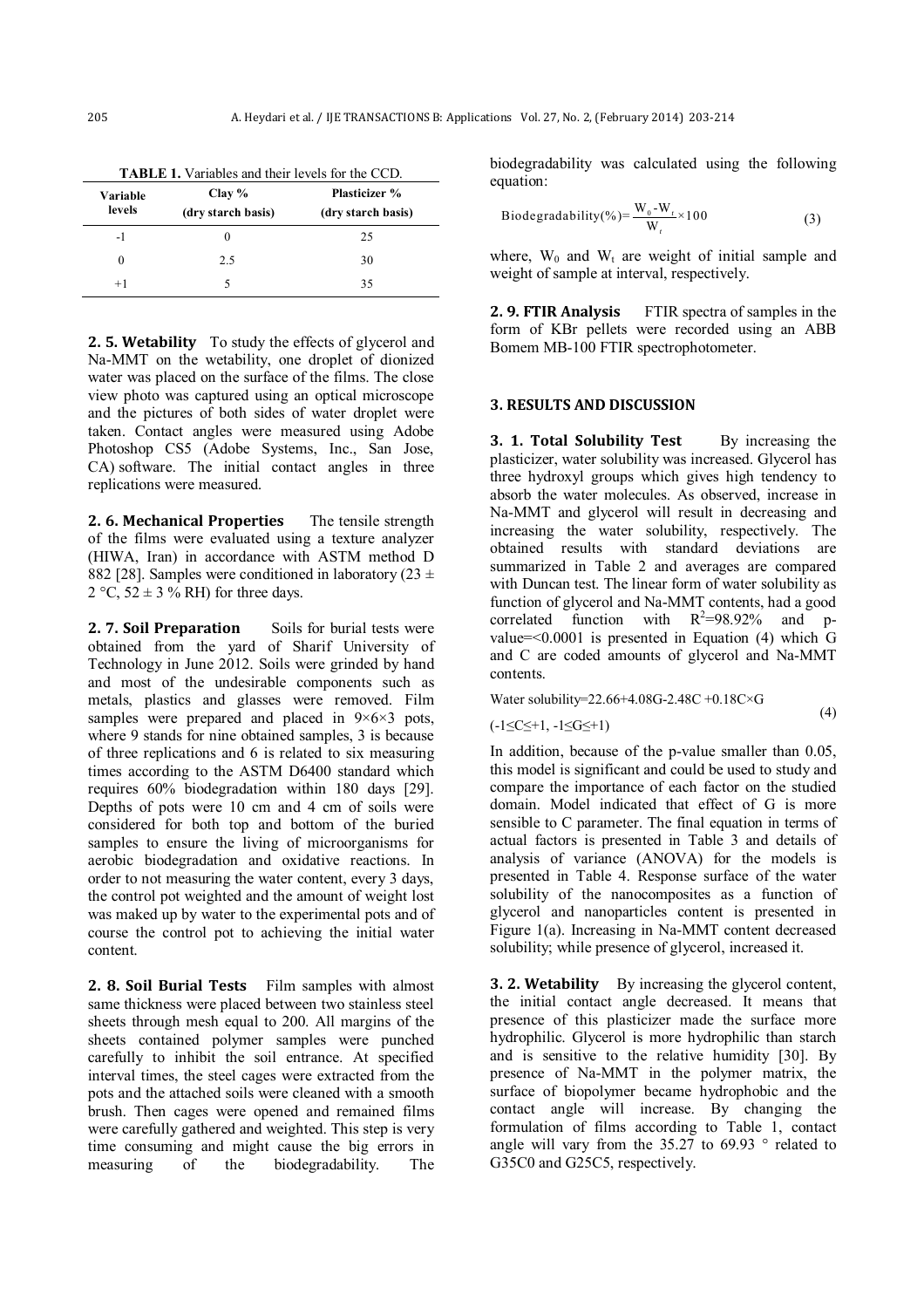**TABLE 1.** Variables and their levels for the CCD.

| Variable levels | Clay % (dry starch basis) | Plasticizer % (dry starch basis) |
|---|---|---|
| -1 | 0 | 25 |
| 0 | 2.5 | 30 |
| +1 | 5 | 35 |

**2. 5. Wetability** To study the effects of glycerol and Na-MMT on the wetability, one droplet of dionized water was placed on the surface of the films. The close view photo was captured using an optical microscope and the pictures of both sides of water droplet were taken. Contact angles were measured using Adobe Photoshop CS5 (Adobe Systems, Inc., San Jose, CA) software. The initial contact angles in three replications were measured.

**2. 6. Mechanical Properties** The tensile strength of the films were evaluated using a texture analyzer (HIWA, Iran) in accordance with ASTM method D 882 [28]. Samples were conditioned in laboratory (23 ± 2 °C, 52 ± 3 % RH) for three days.

**2. 7. Soil Preparation** Soils for burial tests were obtained from the yard of Sharif University of Technology in June 2012. Soils were grinded by hand and most of the undesirable components such as metals, plastics and glasses were removed. Film samples were prepared and placed in 9×6×3 pots, where 9 stands for nine obtained samples, 3 is because of three replications and 6 is related to six measuring times according to the ASTM D6400 standard which requires 60% biodegradation within 180 days [29]. Depths of pots were 10 cm and 4 cm of soils were considered for both top and bottom of the buried samples to ensure the living of microorganisms for aerobic biodegradation and oxidative reactions. In order to not measuring the water content, every 3 days, the control pot weighted and the amount of weight lost was maked up by water to the experimental pots and of course the control pot to achieving the initial water content.

**2. 8. Soil Burial Tests** Film samples with almost same thickness were placed between two stainless steel sheets through mesh equal to 200. All margins of the sheets contained polymer samples were punched carefully to inhibit the soil entrance. At specified interval times, the steel cages were extracted from the pots and the attached soils were cleaned with a smooth brush. Then cages were opened and remained films were carefully gathered and weighted. This step is very time consuming and might cause the big errors in measuring of the biodegradability. The biodegradability was calculated using the following equation:

$$\text{Biodegradability}(\%)=\frac{W_0-W_t}{W_t}\times 100 \tag{3}$$

where, $W_0$ and $W_t$ are weight of initial sample and weight of sample at interval, respectively.

**2. 9. FTIR Analysis** FTIR spectra of samples in the form of KBr pellets were recorded using an ABB Bomem MB-100 FTIR spectrophotometer.

## 3. RESULTS AND DISCUSSION

**3. 1. Total Solubility Test** By increasing the plasticizer, water solubility was increased. Glycerol has three hydroxyl groups which gives high tendency to absorb the water molecules. As observed, increase in Na-MMT and glycerol will result in decreasing and increasing the water solubility, respectively. The obtained results with standard deviations are summarized in Table 2 and averages are compared with Duncan test. The linear form of water solubility as function of glycerol and Na-MMT contents, had a good correlated function with $R^2$=98.92% and p-value=<0.0001 is presented in Equation (4) which G and C are coded amounts of glycerol and Na-MMT contents.

$$\text{Water solubility}=22.66+4.08G-2.48C+0.18C\times G \tag{4}$$

$$(-1\leq C\leq +1,\ -1\leq G\leq +1)$$

In addition, because of the p-value smaller than 0.05, this model is significant and could be used to study and compare the importance of each factor on the studied domain. Model indicated that effect of G is more sensible to C parameter. The final equation in terms of actual factors is presented in Table 3 and details of analysis of variance (ANOVA) for the models is presented in Table 4. Response surface of the water solubility of the nanocomposites as a function of glycerol and nanoparticles content is presented in Figure 1(a). Increasing in Na-MMT content decreased solubility; while presence of glycerol, increased it.

**3. 2. Wetability** By increasing the glycerol content, the initial contact angle decreased. It means that presence of this plasticizer made the surface more hydrophilic. Glycerol is more hydrophilic than starch and is sensitive to the relative humidity [30]. By presence of Na-MMT in the polymer matrix, the surface of biopolymer became hydrophobic and the contact angle will increase. By changing the formulation of films according to Table 1, contact angle will vary from the 35.27 to 69.93 ° related to G35C0 and G25C5, respectively.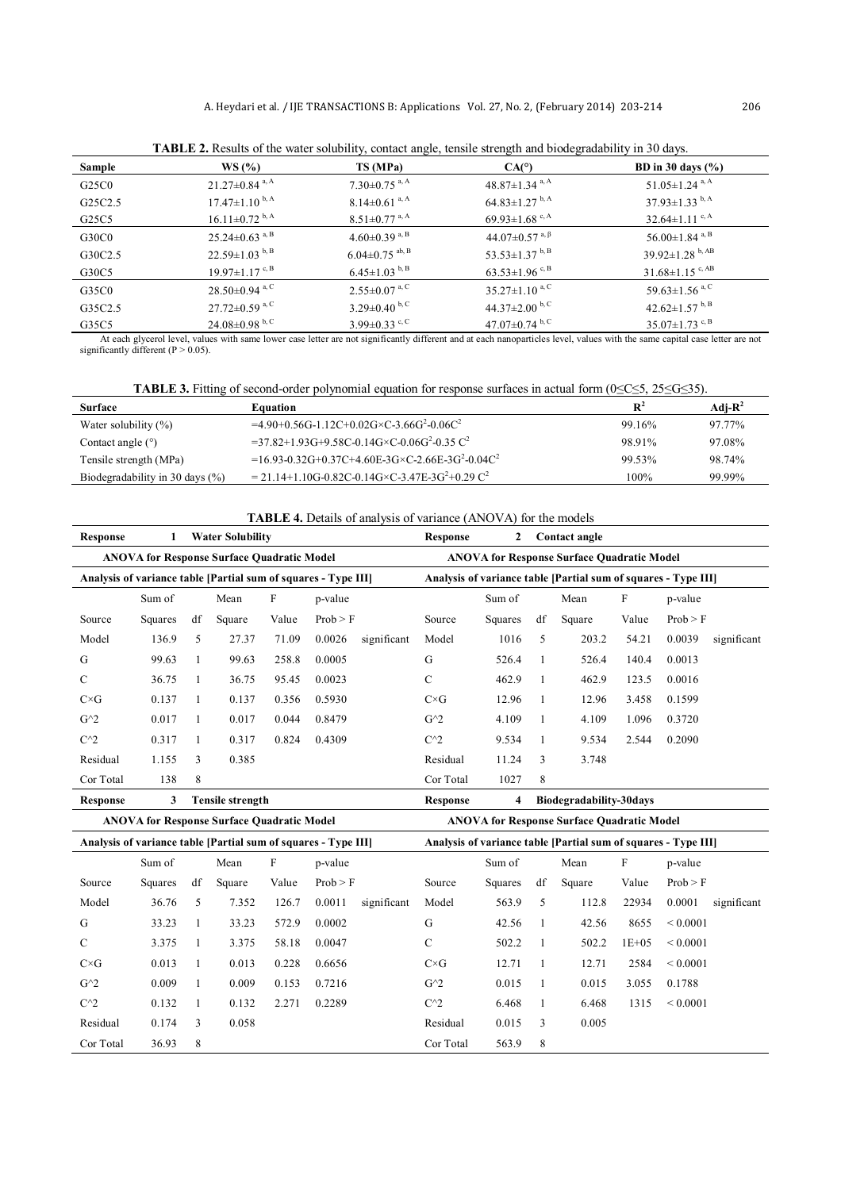**TABLE 2.** Results of the water solubility, contact angle, tensile strength and biodegradability in 30 days.

| Sample | WS (%) | TS (MPa) | CA(°) | BD in 30 days (%) |
|---|---|---|---|---|
| G25C0 | 21.27±0.84 $^{a, A}$ | 7.30±0.75 $^{a, A}$ | 48.87±1.34 $^{a, A}$ | 51.05±1.24 $^{a, A}$ |
| G25C2.5 | 17.47±1.10 $^{b, A}$ | 8.14±0.61 $^{a, A}$ | 64.83±1.27 $^{b, A}$ | 37.93±1.33 $^{b, A}$ |
| G25C5 | 16.11±0.72 $^{b, A}$ | 8.51±0.77 $^{a, A}$ | 69.93±1.68 $^{c, A}$ | 32.64±1.11 $^{c, A}$ |
| G30C0 | 25.24±0.63 $^{a, B}$ | 4.60±0.39 $^{a, B}$ | 44.07±0.57 $^{a, \beta}$ | 56.00±1.84 $^{a, B}$ |
| G30C2.5 | 22.59±1.03 $^{b, B}$ | 6.04±0.75 $^{ab, B}$ | 53.53±1.37 $^{b, B}$ | 39.92±1.28 $^{b, AB}$ |
| G30C5 | 19.97±1.17 $^{c, B}$ | 6.45±1.03 $^{b, B}$ | 63.53±1.96 $^{c, B}$ | 31.68±1.15 $^{c, AB}$ |
| G35C0 | 28.50±0.94 $^{a, C}$ | 2.55±0.07 $^{a, C}$ | 35.27±1.10 $^{a, C}$ | 59.63±1.56 $^{a, C}$ |
| G35C2.5 | 27.72±0.59 $^{a, C}$ | 3.29±0.40 $^{b, C}$ | 44.37±2.00 $^{b, C}$ | 42.62±1.57 $^{b, B}$ |
| G35C5 | 24.08±0.98 $^{b, C}$ | 3.99±0.33 $^{c, C}$ | 47.07±0.74 $^{b, C}$ | 35.07±1.73 $^{c, B}$ |

At each glycerol level, values with same lower case letter are not significantly different and at each nanoparticles level, values with the same capital case letter are not significantly different ($P > 0.05$).

**TABLE 3.** Fitting of second-order polynomial equation for response surfaces in actual form ($0 \leq C \leq 5$, $25 \leq G \leq 35$).

| Surface | Equation | $R^2$ | Adj-$R^2$ |
|---|---|---|---|
| Water solubility (%) | $=4.90+0.56G-1.12C+0.02G\times C-3.66G^2-0.06C^2$ | 99.16% | 97.77% |
| Contact angle (°) | $=37.82+1.93G+9.58C-0.14G\times C-0.06G^2-0.35\ C^2$ | 98.91% | 97.08% |
| Tensile strength (MPa) | $=16.93-0.32G+0.37C+4.60E\text{-}3G\times C-2.66E\text{-}3G^2-0.04C^2$ | 99.53% | 98.74% |
| Biodegradability in 30 days (%) | $= 21.14+1.10G-0.82C-0.14G\times C-3.47E\text{-}3G^2+0.29\ C^2$ | 100% | 99.99% |

**TABLE 4.** Details of analysis of variance (ANOVA) for the models

**Response 1 Water Solubility** — ANOVA for Response Surface Quadratic Model — Analysis of variance table [Partial sum of squares - Type III]

| Source | Sum of Squares | df | Mean Square | F Value | p-value Prob > F | |
|---|---|---|---|---|---|---|
| Model | 136.9 | 5 | 27.37 | 71.09 | 0.0026 | significant |
| G | 99.63 | 1 | 99.63 | 258.8 | 0.0005 | |
| C | 36.75 | 1 | 36.75 | 95.45 | 0.0023 | |
| C×G | 0.137 | 1 | 0.137 | 0.356 | 0.5930 | |
| G^2 | 0.017 | 1 | 0.017 | 0.044 | 0.8479 | |
| C^2 | 0.317 | 1 | 0.317 | 0.824 | 0.4309 | |
| Residual | 1.155 | 3 | 0.385 | | | |
| Cor Total | 138 | 8 | | | | |

**Response 2 Contact angle** — ANOVA for Response Surface Quadratic Model — Analysis of variance table [Partial sum of squares - Type III]

| Source | Sum of Squares | df | Mean Square | F Value | p-value Prob > F | |
|---|---|---|---|---|---|---|
| Model | 1016 | 5 | 203.2 | 54.21 | 0.0039 | significant |
| G | 526.4 | 1 | 526.4 | 140.4 | 0.0013 | |
| C | 462.9 | 1 | 462.9 | 123.5 | 0.0016 | |
| C×G | 12.96 | 1 | 12.96 | 3.458 | 0.1599 | |
| G^2 | 4.109 | 1 | 4.109 | 1.096 | 0.3720 | |
| C^2 | 9.534 | 1 | 9.534 | 2.544 | 0.2090 | |
| Residual | 11.24 | 3 | 3.748 | | | |
| Cor Total | 1027 | 8 | | | | |

**Response 3 Tensile strength** — ANOVA for Response Surface Quadratic Model — Analysis of variance table [Partial sum of squares - Type III]

| Source | Sum of Squares | df | Mean Square | F Value | p-value Prob > F | |
|---|---|---|---|---|---|---|
| Model | 36.76 | 5 | 7.352 | 126.7 | 0.0011 | significant |
| G | 33.23 | 1 | 33.23 | 572.9 | 0.0002 | |
| C | 3.375 | 1 | 3.375 | 58.18 | 0.0047 | |
| C×G | 0.013 | 1 | 0.013 | 0.228 | 0.6656 | |
| G^2 | 0.009 | 1 | 0.009 | 0.153 | 0.7216 | |
| C^2 | 0.132 | 1 | 0.132 | 2.271 | 0.2289 | |
| Residual | 0.174 | 3 | 0.058 | | | |
| Cor Total | 36.93 | 8 | | | | |

**Response 4 Biodegradability-30days** — ANOVA for Response Surface Quadratic Model — Analysis of variance table [Partial sum of squares - Type III]

| Source | Sum of Squares | df | Mean Square | F Value | p-value Prob > F | |
|---|---|---|---|---|---|---|
| Model | 563.9 | 5 | 112.8 | 22934 | 0.0001 | significant |
| G | 42.56 | 1 | 42.56 | 8655 | < 0.0001 | |
| C | 502.2 | 1 | 502.2 | 1E+05 | < 0.0001 | |
| C×G | 12.71 | 1 | 12.71 | 2584 | < 0.0001 | |
| G^2 | 0.015 | 1 | 0.015 | 3.055 | 0.1788 | |
| C^2 | 6.468 | 1 | 6.468 | 1315 | < 0.0001 | |
| Residual | 0.015 | 3 | 0.005 | | | |
| Cor Total | 563.9 | 8 | | | | |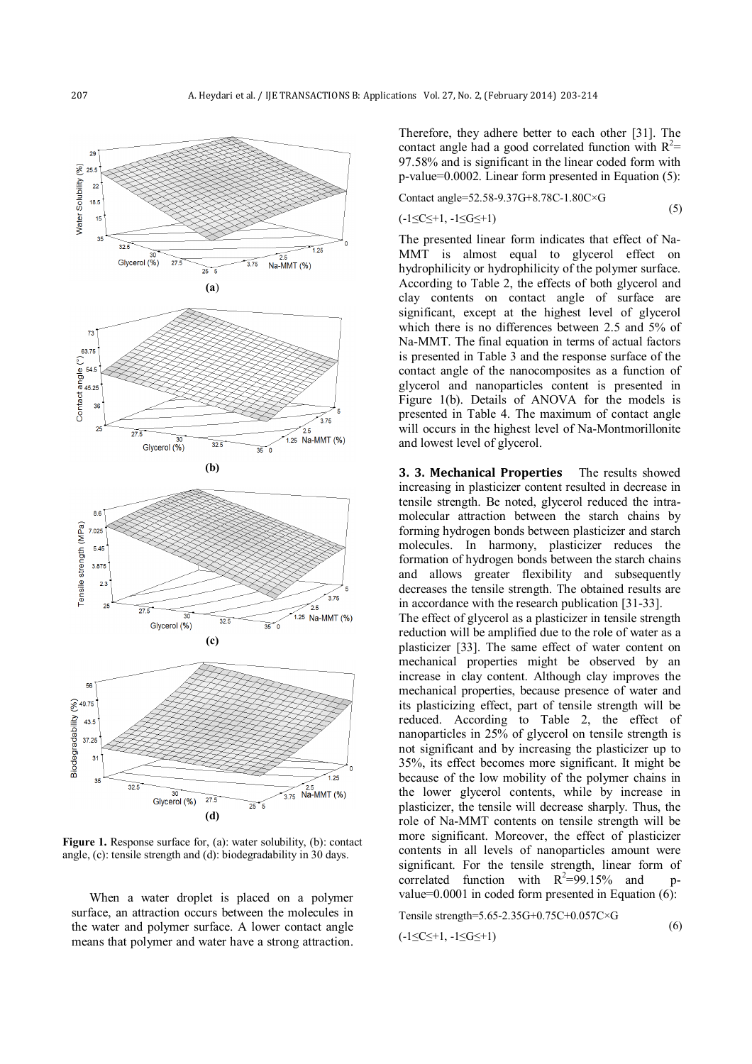**Figure 1.** Response surface for, (a): water solubility, (b): contact angle, (c): tensile strength and (d): biodegradability in 30 days.

When a water droplet is placed on a polymer surface, an attraction occurs between the molecules in the water and polymer surface. A lower contact angle means that polymer and water have a strong attraction. Therefore, they adhere better to each other [31]. The contact angle had a good correlated function with $R^2$= 97.58% and is significant in the linear coded form with p-value=0.0002. Linear form presented in Equation (5):

$$\text{Contact angle}=52.58-9.37G+8.78C-1.80C\times G \quad (-1\leq C\leq +1,\ -1\leq G\leq +1) \tag{5}$$

The presented linear form indicates that effect of Na-MMT is almost equal to glycerol effect on hydrophilicity or hydrophilicity of the polymer surface. According to Table 2, the effects of both glycerol and clay contents on contact angle of surface are significant, except at the highest level of glycerol which there is no differences between 2.5 and 5% of Na-MMT. The final equation in terms of actual factors is presented in Table 3 and the response surface of the contact angle of the nanocomposites as a function of glycerol and nanoparticles content is presented in Figure 1(b). Details of ANOVA for the models is presented in Table 4. The maximum of contact angle will occurs in the highest level of Na-Montmorillonite and lowest level of glycerol.

### 3. 3. Mechanical Properties

The results showed increasing in plasticizer content resulted in decrease in tensile strength. Be noted, glycerol reduced the intra-molecular attraction between the starch chains by forming hydrogen bonds between plasticizer and starch molecules. In harmony, plasticizer reduces the formation of hydrogen bonds between the starch chains and allows greater flexibility and subsequently decreases the tensile strength. The obtained results are in accordance with the research publication [31-33].

The effect of glycerol as a plasticizer in tensile strength reduction will be amplified due to the role of water as a plasticizer [33]. The same effect of water content on mechanical properties might be observed by an increase in clay content. Although clay improves the mechanical properties, because presence of water and its plasticizing effect, part of tensile strength will be reduced. According to Table 2, the effect of nanoparticles in 25% of glycerol on tensile strength is not significant and by increasing the plasticizer up to 35%, its effect becomes more significant. It might be because of the low mobility of the polymer chains in the lower glycerol contents, while by increase in plasticizer, the tensile will decrease sharply. Thus, the role of Na-MMT contents on tensile strength will be more significant. Moreover, the effect of plasticizer contents in all levels of nanoparticles amount were significant. For the tensile strength, linear form of correlated function with $R^2$=99.15% and p-value=0.0001 in coded form presented in Equation (6):

$$\text{Tensile strength}=5.65-2.35G+0.75C+0.057C\times G \quad (-1\leq C\leq +1,\ -1\leq G\leq +1) \tag{6}$$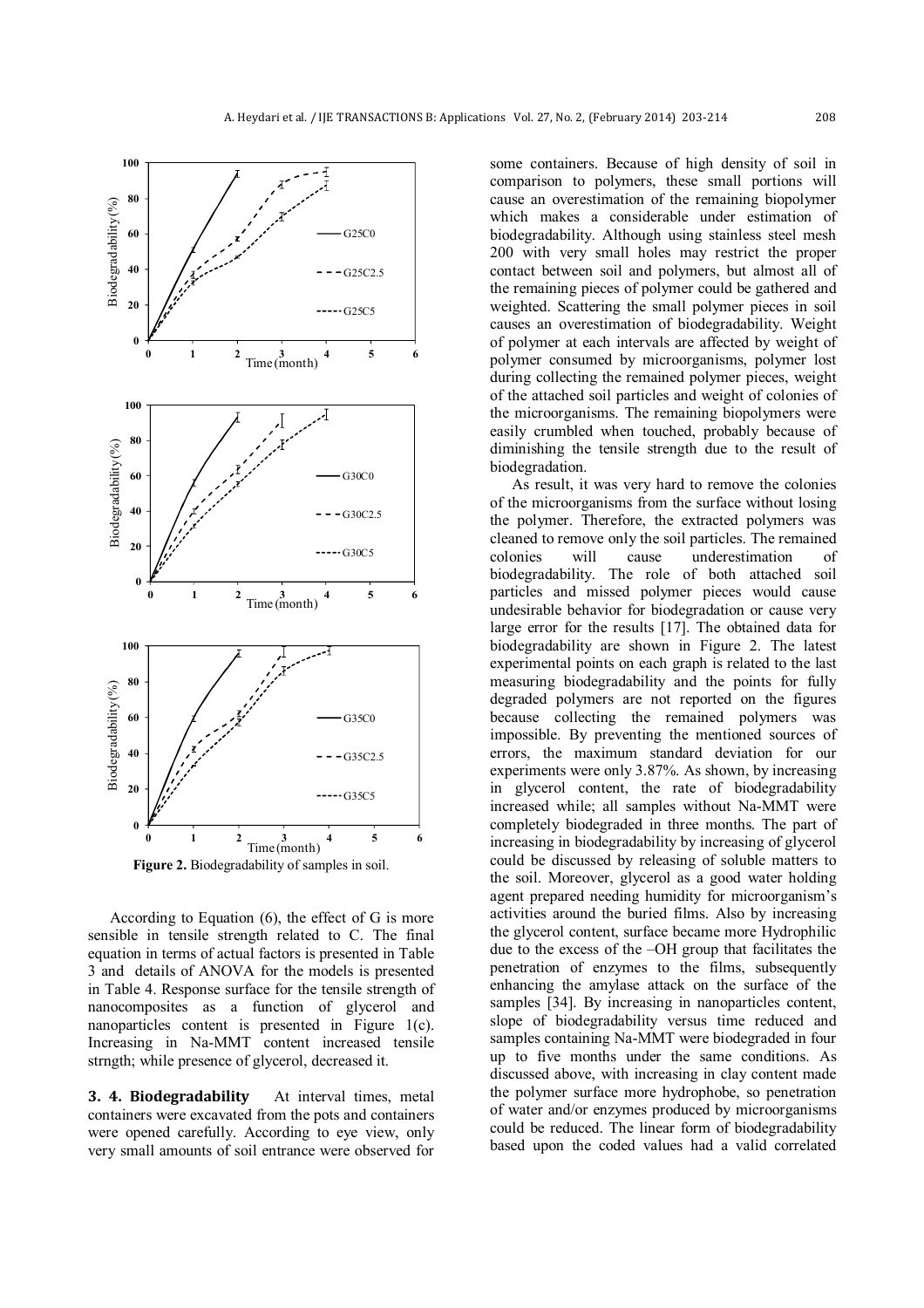**Figure 2.** Biodegradability of samples in soil.

According to Equation (6), the effect of G is more sensible in tensile strength related to C. The final equation in terms of actual factors is presented in Table 3 and details of ANOVA for the models is presented in Table 4. Response surface for the tensile strength of nanocomposites as a function of glycerol and nanoparticles content is presented in Figure 1(c). Increasing in Na-MMT content increased tensile strngth; while presence of glycerol, decreased it.

### 3. 4. Biodegradability

At interval times, metal containers were excavated from the pots and containers were opened carefully. According to eye view, only very small amounts of soil entrance were observed for some containers. Because of high density of soil in comparison to polymers, these small portions will cause an overestimation of the remaining biopolymer which makes a considerable under estimation of biodegradability. Although using stainless steel mesh 200 with very small holes may restrict the proper contact between soil and polymers, but almost all of the remaining pieces of polymer could be gathered and weighted. Scattering the small polymer pieces in soil causes an overestimation of biodegradability. Weight of polymer at each intervals are affected by weight of polymer consumed by microorganisms, polymer lost during collecting the remained polymer pieces, weight of the attached soil particles and weight of colonies of the microorganisms. The remaining biopolymers were easily crumbled when touched, probably because of diminishing the tensile strength due to the result of biodegradation.

As result, it was very hard to remove the colonies of the microorganisms from the surface without losing the polymer. Therefore, the extracted polymers was cleaned to remove only the soil particles. The remained colonies will cause underestimation of biodegradability. The role of both attached soil particles and missed polymer pieces would cause undesirable behavior for biodegradation or cause very large error for the results [17]. The obtained data for biodegradability are shown in Figure 2. The latest experimental points on each graph is related to the last measuring biodegradability and the points for fully degraded polymers are not reported on the figures because collecting the remained polymers was impossible. By preventing the mentioned sources of errors, the maximum standard deviation for our experiments were only 3.87%. As shown, by increasing in glycerol content, the rate of biodegradability increased while; all samples without Na-MMT were completely biodegraded in three months. The part of increasing in biodegradability by increasing of glycerol could be discussed by releasing of soluble matters to the soil. Moreover, glycerol as a good water holding agent prepared needing humidity for microorganism's activities around the buried films. Also by increasing the glycerol content, surface became more Hydrophilic due to the excess of the –OH group that facilitates the penetration of enzymes to the films, subsequently enhancing the amylase attack on the surface of the samples [34]. By increasing in nanoparticles content, slope of biodegradability versus time reduced and samples containing Na-MMT were biodegraded in four up to five months under the same conditions. As discussed above, with increasing in clay content made the polymer surface more hydrophobe, so penetration of water and/or enzymes produced by microorganisms could be reduced. The linear form of biodegradability based upon the coded values had a valid correlated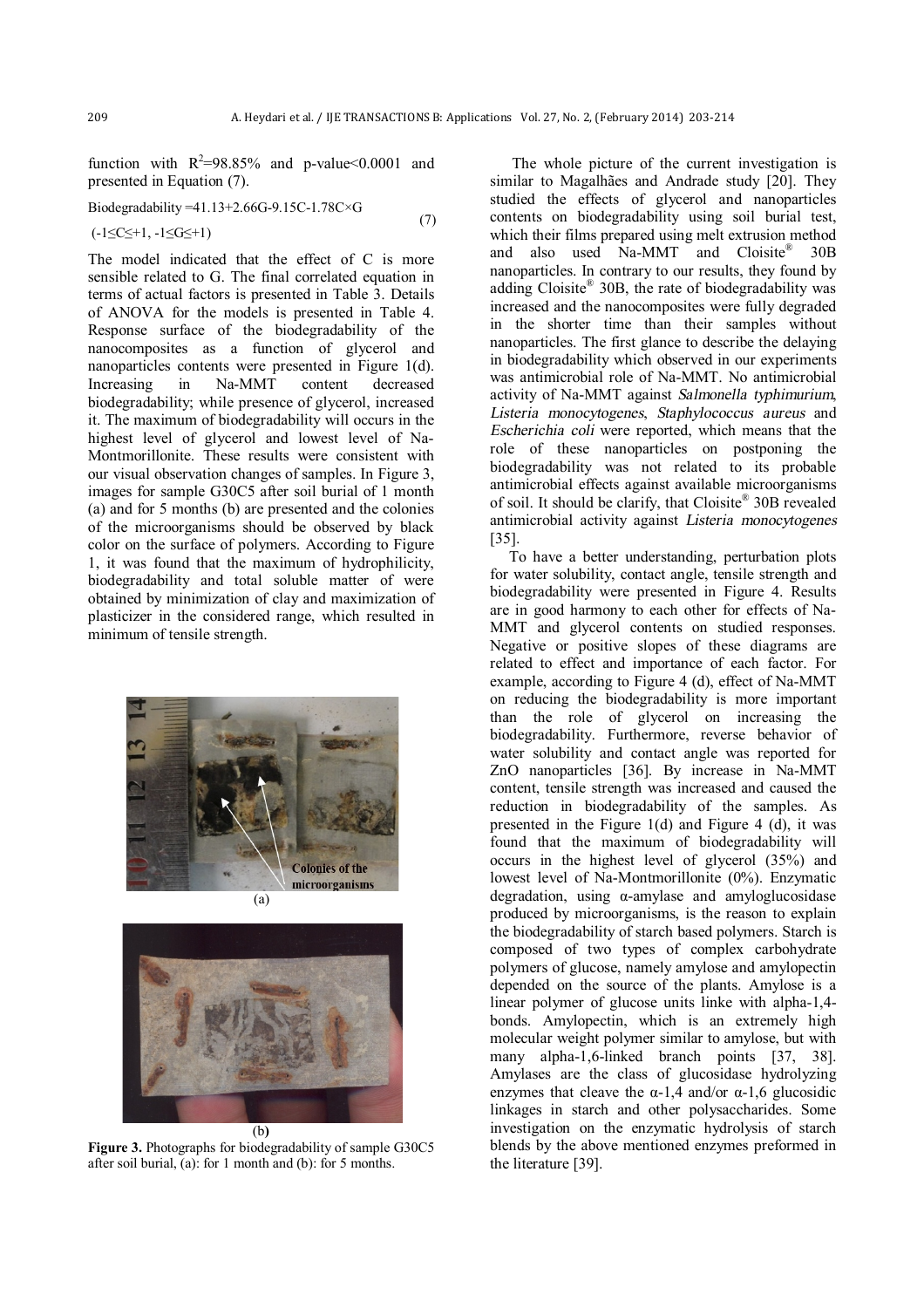function with $R^2$=98.85% and p-value<0.0001 and presented in Equation (7).

$$\text{Biodegradability} = 41.13 + 2.66G - 9.15C - 1.78C \times G \quad (-1 \leq C \leq +1, -1 \leq G \leq +1) \tag{7}$$

The model indicated that the effect of C is more sensible related to G. The final correlated equation in terms of actual factors is presented in Table 3. Details of ANOVA for the models is presented in Table 4. Response surface of the biodegradability of the nanocomposites as a function of glycerol and nanoparticles contents were presented in Figure 1(d). Increasing in Na-MMT content decreased biodegradability; while presence of glycerol, increased it. The maximum of biodegradability will occurs in the highest level of glycerol and lowest level of Na-Montmorillonite. These results were consistent with our visual observation changes of samples. In Figure 3, images for sample G30C5 after soil burial of 1 month (a) and for 5 months (b) are presented and the colonies of the microorganisms should be observed by black color on the surface of polymers. According to Figure 1, it was found that the maximum of hydrophilicity, biodegradability and total soluble matter of were obtained by minimization of clay and maximization of plasticizer in the considered range, which resulted in minimum of tensile strength.

Colonies of the microorganisms

(a)

(b)

**Figure 3.** Photographs for biodegradability of sample G30C5 after soil burial, (a): for 1 month and (b): for 5 months.

The whole picture of the current investigation is similar to Magalhães and Andrade study [20]. They studied the effects of glycerol and nanoparticles contents on biodegradability using soil burial test, which their films prepared using melt extrusion method and also used Na-MMT and Cloisite® 30B nanoparticles. In contrary to our results, they found by adding Cloisite® 30B, the rate of biodegradability was increased and the nanocomposites were fully degraded in the shorter time than their samples without nanoparticles. The first glance to describe the delaying in biodegradability which observed in our experiments was antimicrobial role of Na-MMT. No antimicrobial activity of Na-MMT against *Salmonella typhimurium*, *Listeria monocytogenes*, *Staphylococcus aureus* and *Escherichia coli* were reported, which means that the role of these nanoparticles on postponing the biodegradability was not related to its probable antimicrobial effects against available microorganisms of soil. It should be clarify, that Cloisite® 30B revealed antimicrobial activity against *Listeria monocytogenes* [35].

To have a better understanding, perturbation plots for water solubility, contact angle, tensile strength and biodegradability were presented in Figure 4. Results are in good harmony to each other for effects of Na-MMT and glycerol contents on studied responses. Negative or positive slopes of these diagrams are related to effect and importance of each factor. For example, according to Figure 4 (d), effect of Na-MMT on reducing the biodegradability is more important than the role of glycerol on increasing the biodegradability. Furthermore, reverse behavior of water solubility and contact angle was reported for ZnO nanoparticles [36]. By increase in Na-MMT content, tensile strength was increased and caused the reduction in biodegradability of the samples. As presented in the Figure 1(d) and Figure 4 (d), it was found that the maximum of biodegradability will occurs in the highest level of glycerol (35%) and lowest level of Na-Montmorillonite (0%). Enzymatic degradation, using α-amylase and amyloglucosidase produced by microorganisms, is the reason to explain the biodegradability of starch based polymers. Starch is composed of two types of complex carbohydrate polymers of glucose, namely amylose and amylopectin depended on the source of the plants. Amylose is a linear polymer of glucose units linke with alpha-1,4-bonds. Amylopectin, which is an extremely high molecular weight polymer similar to amylose, but with many alpha-1,6-linked branch points [37, 38]. Amylases are the class of glucosidase hydrolyzing enzymes that cleave the α-1,4 and/or α-1,6 glucosidic linkages in starch and other polysaccharides. Some investigation on the enzymatic hydrolysis of starch blends by the above mentioned enzymes preformed in the literature [39].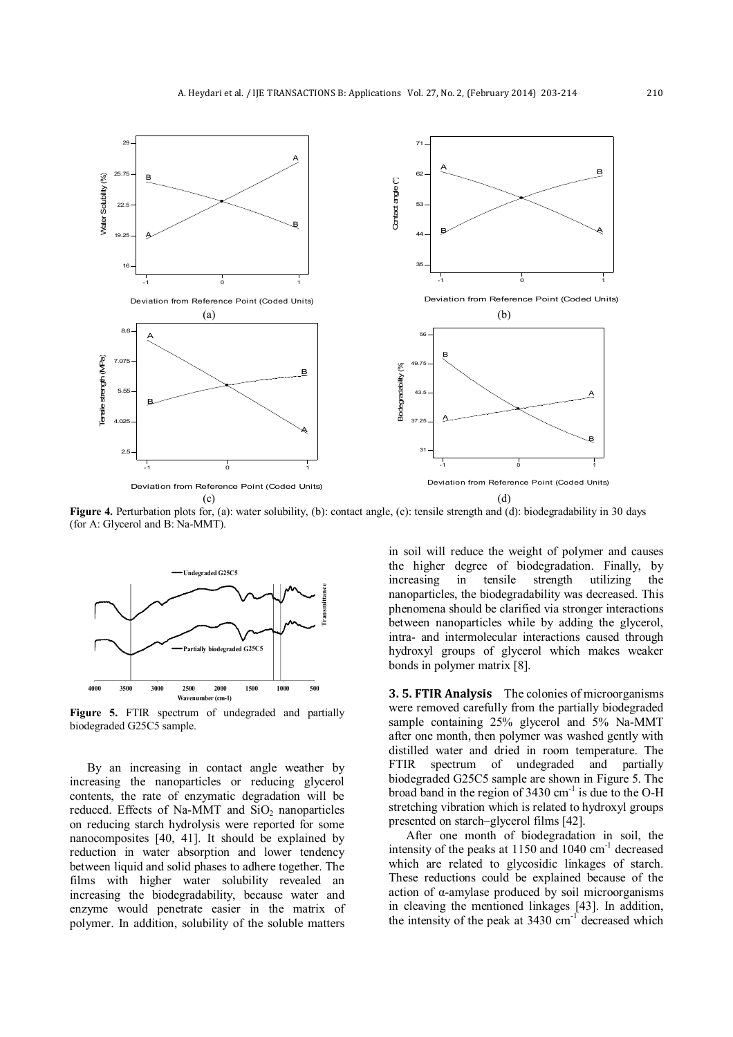**Figure 4.** Perturbation plots for, (a): water solubility, (b): contact angle, (c): tensile strength and (d): biodegradability in 30 days (for A: Glycerol and B: Na-MMT).

**Figure 5.** FTIR spectrum of undegraded and partially biodegraded G25C5 sample.

By an increasing in contact angle weather by increasing the nanoparticles or reducing glycerol contents, the rate of enzymatic degradation will be reduced. Effects of Na-MMT and $SiO_2$ nanoparticles on reducing starch hydrolysis were reported for some nanocomposites [40, 41]. It should be explained by reduction in water absorption and lower tendency between liquid and solid phases to adhere together. The films with higher water solubility revealed an increasing the biodegradability, because water and enzyme would penetrate easier in the matrix of polymer. In addition, solubility of the soluble matters in soil will reduce the weight of polymer and causes the higher degree of biodegradation. Finally, by increasing in tensile strength utilizing the nanoparticles, the biodegradability was decreased. This phenomena should be clarified via stronger interactions between nanoparticles while by adding the glycerol, intra- and intermolecular interactions caused through hydroxyl groups of glycerol which makes weaker bonds in polymer matrix [8].

**3. 5. FTIR Analysis** The colonies of microorganisms were removed carefully from the partially biodegraded sample containing 25% glycerol and 5% Na-MMT after one month, then polymer was washed gently with distilled water and dried in room temperature. The FTIR spectrum of undegraded and partially biodegraded G25C5 sample are shown in Figure 5. The broad band in the region of 3430 $cm^{-1}$ is due to the O-H stretching vibration which is related to hydroxyl groups presented on starch–glycerol films [42].

After one month of biodegradation in soil, the intensity of the peaks at 1150 and 1040 $cm^{-1}$ decreased which are related to glycosidic linkages of starch. These reductions could be explained because of the action of α-amylase produced by soil microorganisms in cleaving the mentioned linkages [43]. In addition, the intensity of the peak at 3430 $cm^{-1}$ decreased which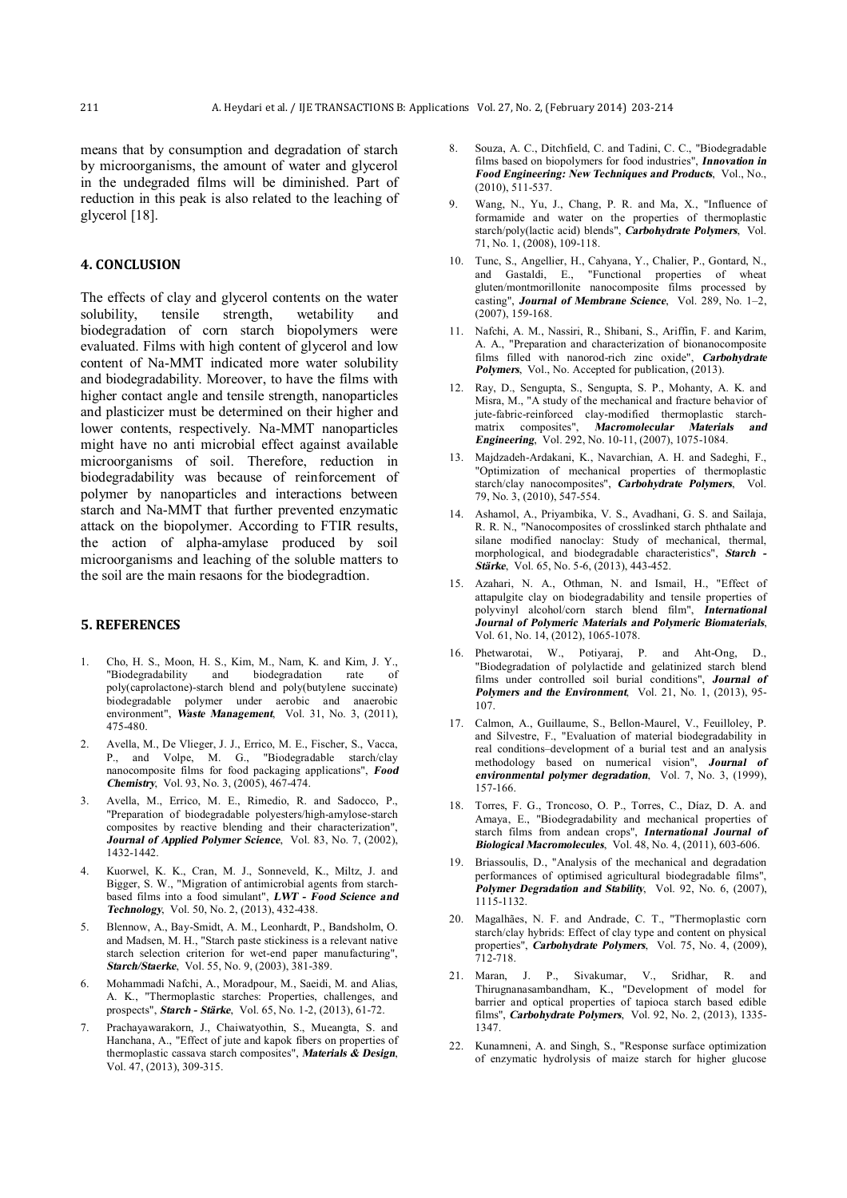means that by consumption and degradation of starch by microorganisms, the amount of water and glycerol in the undegraded films will be diminished. Part of reduction in this peak is also related to the leaching of glycerol [18].

## 4. CONCLUSION

The effects of clay and glycerol contents on the water solubility, tensile strength, wetability and biodegradation of corn starch biopolymers were evaluated. Films with high content of glycerol and low content of Na-MMT indicated more water solubility and biodegradability. Moreover, to have the films with higher contact angle and tensile strength, nanoparticles and plasticizer must be determined on their higher and lower contents, respectively. Na-MMT nanoparticles might have no anti microbial effect against available microorganisms of soil. Therefore, reduction in biodegradability was because of reinforcement of polymer by nanoparticles and interactions between starch and Na-MMT that further prevented enzymatic attack on the biopolymer. According to FTIR results, the action of alpha-amylase produced by soil microorganisms and leaching of the soluble matters to the soil are the main resaons for the biodegradtion.

## 5. REFERENCES

1. Cho, H. S., Moon, H. S., Kim, M., Nam, K. and Kim, J. Y., "Biodegradability and biodegradation rate of poly(caprolactone)-starch blend and poly(butylene succinate) biodegradable polymer under aerobic and anaerobic environment", ***Waste Management***, Vol. 31, No. 3, (2011), 475-480.
2. Avella, M., De Vlieger, J. J., Errico, M. E., Fischer, S., Vacca, P., and Volpe, M. G., "Biodegradable starch/clay nanocomposite films for food packaging applications", ***Food Chemistry***, Vol. 93, No. 3, (2005), 467-474.
3. Avella, M., Errico, M. E., Rimedio, R. and Sadocco, P., "Preparation of biodegradable polyesters/high-amylose-starch composites by reactive blending and their characterization", ***Journal of Applied Polymer Science***, Vol. 83, No. 7, (2002), 1432-1442.
4. Kuorwel, K. K., Cran, M. J., Sonneveld, K., Miltz, J. and Bigger, S. W., "Migration of antimicrobial agents from starch-based films into a food simulant", ***LWT - Food Science and Technology***, Vol. 50, No. 2, (2013), 432-438.
5. Blennow, A., Bay-Smidt, A. M., Leonhardt, P., Bandsholm, O. and Madsen, M. H., "Starch paste stickiness is a relevant native starch selection criterion for wet-end paper manufacturing", ***Starch/Staerke***, Vol. 55, No. 9, (2003), 381-389.
6. Mohammadi Nafchi, A., Moradpour, M., Saeidi, M. and Alias, A. K., "Thermoplastic starches: Properties, challenges, and prospects", ***Starch - Stärke***, Vol. 65, No. 1-2, (2013), 61-72.
7. Prachayawarakorn, J., Chaiwatyothin, S., Mueangta, S. and Hanchana, A., "Effect of jute and kapok fibers on properties of thermoplastic cassava starch composites", ***Materials & Design***, Vol. 47, (2013), 309-315.
8. Souza, A. C., Ditchfield, C. and Tadini, C. C., "Biodegradable films based on biopolymers for food industries", ***Innovation in Food Engineering: New Techniques and Products***, Vol., No., (2010), 511-537.
9. Wang, N., Yu, J., Chang, P. R. and Ma, X., "Influence of formamide and water on the properties of thermoplastic starch/poly(lactic acid) blends", ***Carbohydrate Polymers***, Vol. 71, No. 1, (2008), 109-118.
10. Tunc, S., Angellier, H., Cahyana, Y., Chalier, P., Gontard, N., and Gastaldi, E., "Functional properties of wheat gluten/montmorillonite nanocomposite films processed by casting", ***Journal of Membrane Science***, Vol. 289, No. 1–2, (2007), 159-168.
11. Nafchi, A. M., Nassiri, R., Shibani, S., Ariffin, F. and Karim, A. A., "Preparation and characterization of bionanocomposite films filled with nanorod-rich zinc oxide", ***Carbohydrate Polymers***, Vol., No. Accepted for publication, (2013).
12. Ray, D., Sengupta, S., Sengupta, S. P., Mohanty, A. K. and Misra, M., "A study of the mechanical and fracture behavior of jute-fabric-reinforced clay-modified thermoplastic starch-matrix composites", ***Macromolecular Materials and Engineering***, Vol. 292, No. 10-11, (2007), 1075-1084.
13. Majdzadeh-Ardakani, K., Navarchian, A. H. and Sadeghi, F., "Optimization of mechanical properties of thermoplastic starch/clay nanocomposites", ***Carbohydrate Polymers***, Vol. 79, No. 3, (2010), 547-554.
14. Ashamol, A., Priyambika, V. S., Avadhani, G. S. and Sailaja, R. R. N., "Nanocomposites of crosslinked starch phthalate and silane modified nanoclay: Study of mechanical, thermal, morphological, and biodegradable characteristics", ***Starch - Stärke***, Vol. 65, No. 5-6, (2013), 443-452.
15. Azahari, N. A., Othman, N. and Ismail, H., "Effect of attapulgite clay on biodegradability and tensile properties of polyvinyl alcohol/corn starch blend film", ***International Journal of Polymeric Materials and Polymeric Biomaterials***, Vol. 61, No. 14, (2012), 1065-1078.
16. Phetwarotai, W., Potiyaraj, P. and Aht-Ong, D., "Biodegradation of polylactide and gelatinized starch blend films under controlled soil burial conditions", ***Journal of Polymers and the Environment***, Vol. 21, No. 1, (2013), 95-107.
17. Calmon, A., Guillaume, S., Bellon-Maurel, V., Feuilloley, P. and Silvestre, F., "Evaluation of material biodegradability in real conditions–development of a burial test and an analysis methodology based on numerical vision", ***Journal of environmental polymer degradation***, Vol. 7, No. 3, (1999), 157-166.
18. Torres, F. G., Troncoso, O. P., Torres, C., Díaz, D. A. and Amaya, E., "Biodegradability and mechanical properties of starch films from andean crops", ***International Journal of Biological Macromolecules***, Vol. 48, No. 4, (2011), 603-606.
19. Briassoulis, D., "Analysis of the mechanical and degradation performances of optimised agricultural biodegradable films", ***Polymer Degradation and Stability***, Vol. 92, No. 6, (2007), 1115-1132.
20. Magalhães, N. F. and Andrade, C. T., "Thermoplastic corn starch/clay hybrids: Effect of clay type and content on physical properties", ***Carbohydrate Polymers***, Vol. 75, No. 4, (2009), 712-718.
21. Maran, J. P., Sivakumar, V., Sridhar, R. and Thirugnanasambandham, K., "Development of model for barrier and optical properties of tapioca starch based edible films", ***Carbohydrate Polymers***, Vol. 92, No. 2, (2013), 1335-1347.
22. Kunamneni, A. and Singh, S., "Response surface optimization of enzymatic hydrolysis of maize starch for higher glucose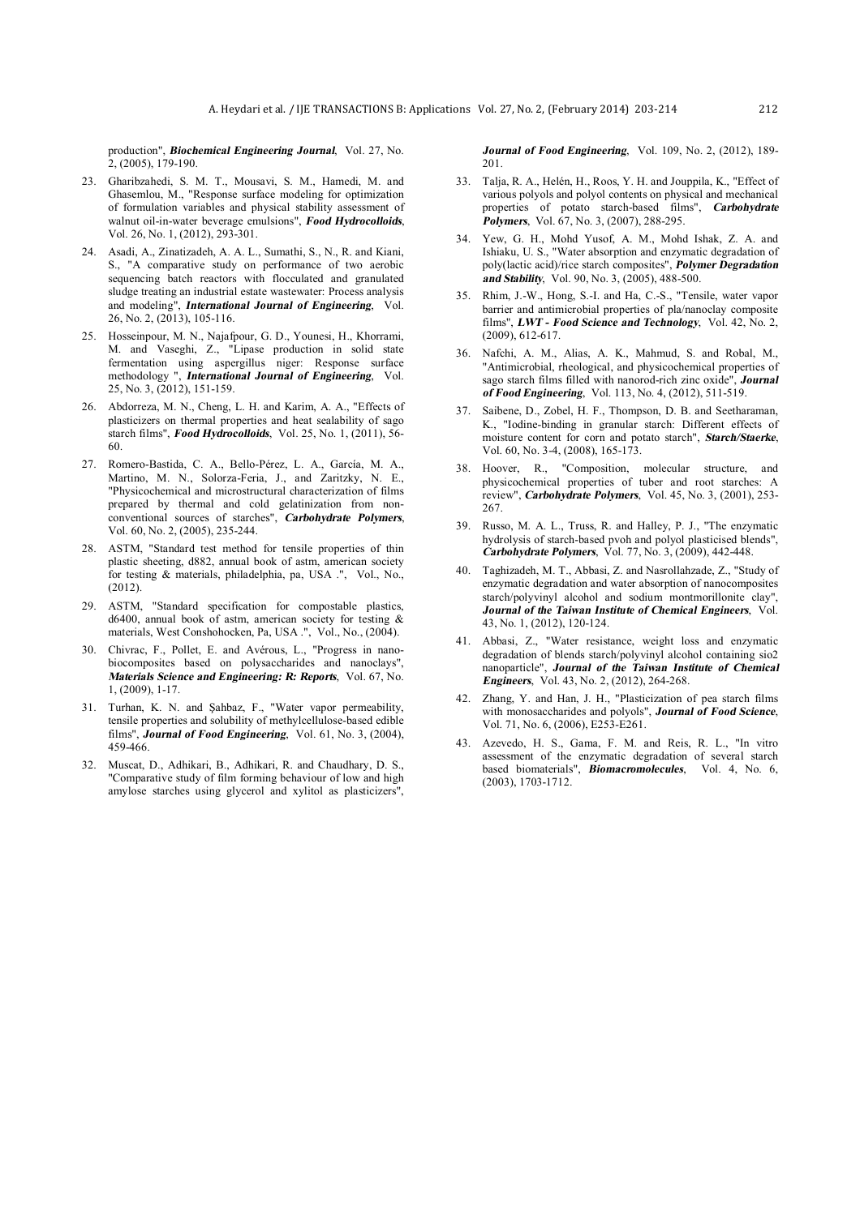production", ***Biochemical Engineering Journal***, Vol. 27, No. 2, (2005), 179-190.

23. Gharibzahedi, S. M. T., Mousavi, S. M., Hamedi, M. and Ghasemlou, M., "Response surface modeling for optimization of formulation variables and physical stability assessment of walnut oil-in-water beverage emulsions", ***Food Hydrocolloids***, Vol. 26, No. 1, (2012), 293-301.
24. Asadi, A., Zinatizadeh, A. A. L., Sumathi, S., N., R. and Kiani, S., "A comparative study on performance of two aerobic sequencing batch reactors with flocculated and granulated sludge treating an industrial estate wastewater: Process analysis and modeling", ***International Journal of Engineering***, Vol. 26, No. 2, (2013), 105-116.
25. Hosseinpour, M. N., Najafpour, G. D., Younesi, H., Khorrami, M. and Vaseghi, Z., "Lipase production in solid state fermentation using aspergillus niger: Response surface methodology ", ***International Journal of Engineering***, Vol. 25, No. 3, (2012), 151-159.
26. Abdorreza, M. N., Cheng, L. H. and Karim, A. A., "Effects of plasticizers on thermal properties and heat sealability of sago starch films", ***Food Hydrocolloids***, Vol. 25, No. 1, (2011), 56-60.
27. Romero-Bastida, C. A., Bello-Pérez, L. A., García, M. A., Martino, M. N., Solorza-Feria, J., and Zaritzky, N. E., "Physicochemical and microstructural characterization of films prepared by thermal and cold gelatinization from non-conventional sources of starches", ***Carbohydrate Polymers***, Vol. 60, No. 2, (2005), 235-244.
28. ASTM, "Standard test method for tensile properties of thin plastic sheeting, d882, annual book of astm, american society for testing & materials, philadelphia, pa, USA .", Vol., No., (2012).
29. ASTM, "Standard specification for compostable plastics, d6400, annual book of astm, american society for testing & materials, West Conshohocken, Pa, USA .", Vol., No., (2004).
30. Chivrac, F., Pollet, E. and Avérous, L., "Progress in nano-biocomposites based on polysaccharides and nanoclays", ***Materials Science and Engineering: R: Reports***, Vol. 67, No. 1, (2009), 1-17.
31. Turhan, K. N. and Şahbaz, F., "Water vapor permeability, tensile properties and solubility of methylcellulose-based edible films", ***Journal of Food Engineering***, Vol. 61, No. 3, (2004), 459-466.
32. Muscat, D., Adhikari, B., Adhikari, R. and Chaudhary, D. S., "Comparative study of film forming behaviour of low and high amylose starches using glycerol and xylitol as plasticizers", ***Journal of Food Engineering***, Vol. 109, No. 2, (2012), 189-201.
33. Talja, R. A., Helén, H., Roos, Y. H. and Jouppila, K., "Effect of various polyols and polyol contents on physical and mechanical properties of potato starch-based films", ***Carbohydrate Polymers***, Vol. 67, No. 3, (2007), 288-295.
34. Yew, G. H., Mohd Yusof, A. M., Mohd Ishak, Z. A. and Ishiaku, U. S., "Water absorption and enzymatic degradation of poly(lactic acid)/rice starch composites", ***Polymer Degradation and Stability***, Vol. 90, No. 3, (2005), 488-500.
35. Rhim, J.-W., Hong, S.-I. and Ha, C.-S., "Tensile, water vapor barrier and antimicrobial properties of pla/nanoclay composite films", ***LWT - Food Science and Technology***, Vol. 42, No. 2, (2009), 612-617.
36. Nafchi, A. M., Alias, A. K., Mahmud, S. and Robal, M., "Antimicrobial, rheological, and physicochemical properties of sago starch films filled with nanorod-rich zinc oxide", ***Journal of Food Engineering***, Vol. 113, No. 4, (2012), 511-519.
37. Saibene, D., Zobel, H. F., Thompson, D. B. and Seetharaman, K., "Iodine-binding in granular starch: Different effects of moisture content for corn and potato starch", ***Starch/Staerke***, Vol. 60, No. 3-4, (2008), 165-173.
38. Hoover, R., "Composition, molecular structure, and physicochemical properties of tuber and root starches: A review", ***Carbohydrate Polymers***, Vol. 45, No. 3, (2001), 253-267.
39. Russo, M. A. L., Truss, R. and Halley, P. J., "The enzymatic hydrolysis of starch-based pvoh and polyol plasticised blends", ***Carbohydrate Polymers***, Vol. 77, No. 3, (2009), 442-448.
40. Taghizadeh, M. T., Abbasi, Z. and Nasrollahzade, Z., "Study of enzymatic degradation and water absorption of nanocomposites starch/polyvinyl alcohol and sodium montmorillonite clay", ***Journal of the Taiwan Institute of Chemical Engineers***, Vol. 43, No. 1, (2012), 120-124.
41. Abbasi, Z., "Water resistance, weight loss and enzymatic degradation of blends starch/polyvinyl alcohol containing sio2 nanoparticle", ***Journal of the Taiwan Institute of Chemical Engineers***, Vol. 43, No. 2, (2012), 264-268.
42. Zhang, Y. and Han, J. H., "Plasticization of pea starch films with monosaccharides and polyols", ***Journal of Food Science***, Vol. 71, No. 6, (2006), E253-E261.
43. Azevedo, H. S., Gama, F. M. and Reis, R. L., "In vitro assessment of the enzymatic degradation of several starch based biomaterials", ***Biomacromolecules***, Vol. 4, No. 6, (2003), 1703-1712.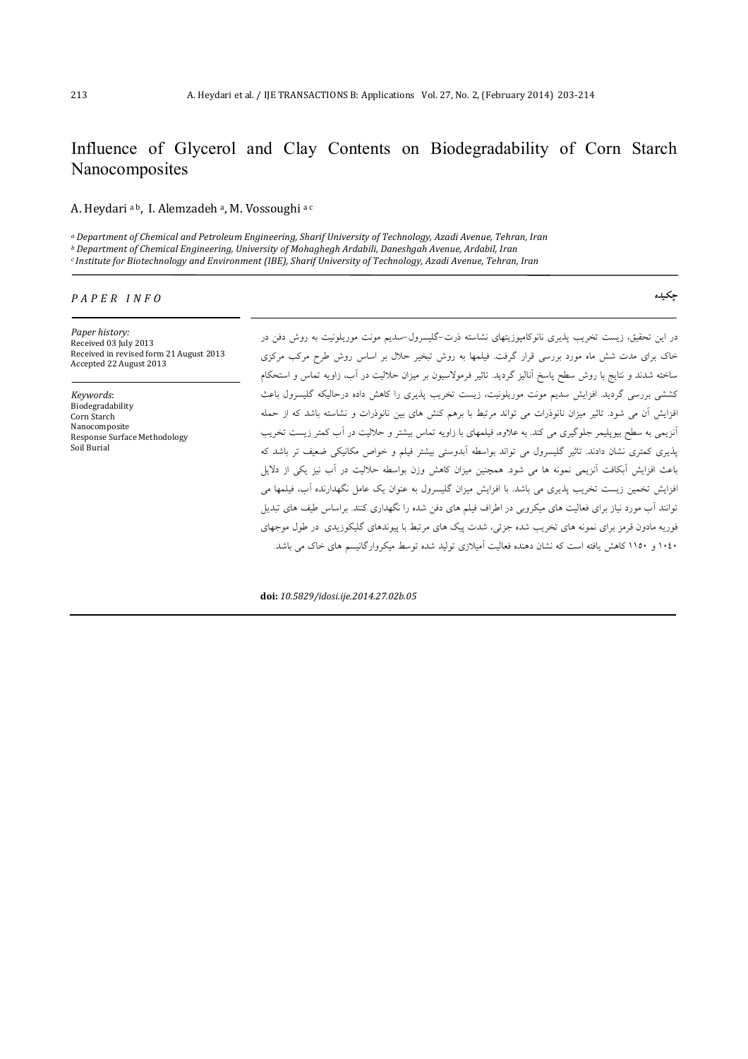# Influence of Glycerol and Clay Contents on Biodegradability of Corn Starch Nanocomposites

A. Heydari [a b], I. Alemzadeh [a], M. Vossoughi [a c]

[a] *Department of Chemical and Petroleum Engineering, Sharif University of Technology, Azadi Avenue, Tehran, Iran*
[b] *Department of Chemical Engineering, University of Mohaghegh Ardabili, Daneshgah Avenue, Ardabil, Iran*
[c] *Institute for Biotechnology and Environment (IBE), Sharif University of Technology, Azadi Avenue, Tehran, Iran*

*PAPER INFO*

*Paper history:*
Received 03 July 2013
Received in revised form 21 August 2013
Accepted 22 August 2013

*Keywords*:
Biodegradability
Corn Starch
Nanocomposite
Response Surface Methodology
Soil Burial

**چکیده**

در این تحقیق، زیست تخریب پذیری نانوکامپوزیتهای نشاسته ذرت-گلیسرول-سدیم مونت موریلونیت به روش دفن در خاک برای مدت شش ماه مورد بررسی قرار گرفت. فیلمها به روش تبخیر حلال بر اساس روش طرح مرکب مرکزی ساخته شدند و نتایج با روش سطح پاسخ آنالیز گردید. تاثیر فرمولاسیون بر میزان حلالیت در آب، زاویه تماس و استحکام کششی بررسی گردید. افزایش سدیم مونت موریلونیت، زیست تخریب پذیری را کاهش داده درحالیکه گلیسرول باعث افزایش آن می شود. تاثیر میزان نانوذرات می تواند مرتبط با برهم کنش های بین نانوذرات و نشاسته باشد که از حمله آنزیمی به سطح بیوپلیمر جلوگیری می کند. به علاوه، فیلمهای با زاویه تماس بیشتر و حلالیت در آب کمتر زیست تخریب پذیری کمتری نشان دادند. تاثیر گلیسرول می تواند بواسطه آبدوستی بیشتر فیلم و خواص مکانیکی ضعیف تر باشد که باعث افزایش آبکافت آنزیمی نمونه ها می شود. همچنین میزان کاهش وزن بواسطه حلالیت در آب نیز یکی از دلایل افزایش تخمین زیست تخریب پذیری می باشد. با افزایش میزان گلیسرول به عنوان یک عامل نگهدارنده آب، فیلمها می توانند آب مورد نیاز برای فعالیت های میکروبی در اطراف فیلم های دفن شده را نگهداری کنند. براساس طیف های تبدیل فوریه مادون قرمز برای نمونه های تخریب شده جزئی، شدت پیک های مرتبط با پیوندهای گلیکوزیدی در طول موجهای ۱۰۴۰ و ۱۱۵۰ کاهش یافته است که نشان دهنده فعالیت آمیلازی تولید شده توسط میکروارگانیسم های خاک می باشد.

**doi:** *10.5829/idosi.ije.2014.27.02b.05*